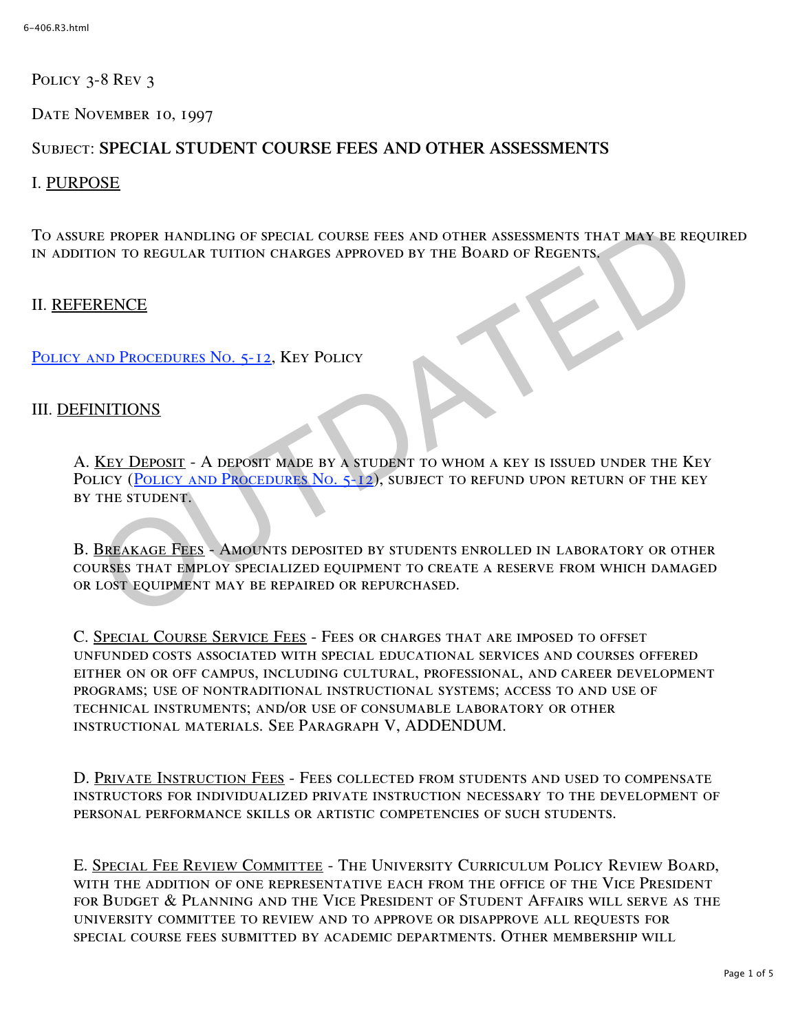Policy 3-8 Rev 3

Date November 10, 1997

Subject: **SPECIAL STUDENT COURSE FEES AND OTHER ASSESSMENTS**

## I. PURPOSE

To assure proper handling of special course fees and other assessments that may be required in addition to regular tuition charges approved by the Board of Regents.

## II. REFERENCE

Policy and Procedures No. 5-12, Key Policy

## III. DEFINITIONS

A. Key Deposit - A deposit made by a student to whom a key is issued under the Key Policy (Policy and Procedures No. 5-12), subject to refund upon return of the key by the student.

B. Breakage Fees - Amounts deposited by students enrolled in laboratory or other courses that employ specialized equipment to create a reserve from which damaged or lost equipment may be repaired or repurchased.

C. Special Course Service Fees - Fees or charges that are imposed to offset unfunded costs associated with special educational services and courses offered either on or off campus, including cultural, professional, and career development programs; use of nontraditional instructional systems; access to and use of technical instruments; and/or use of consumable laboratory or other instructional materials. See Paragraph V, ADDENDUM.

D. Private Instruction Fees - Fees collected from students and used to compensate instructors for individualized private instruction necessary to the development of personal performance skills or artistic competencies of such students.

E. Special Fee Review Committee - The University Curriculum Policy Review Board, with the addition of one representative each from the office of the Vice President for Budget & Planning and the Vice President of Student Affairs will serve as the university committee to review and to approve or disapprove all requests for special course fees submitted by academic departments. Other membership will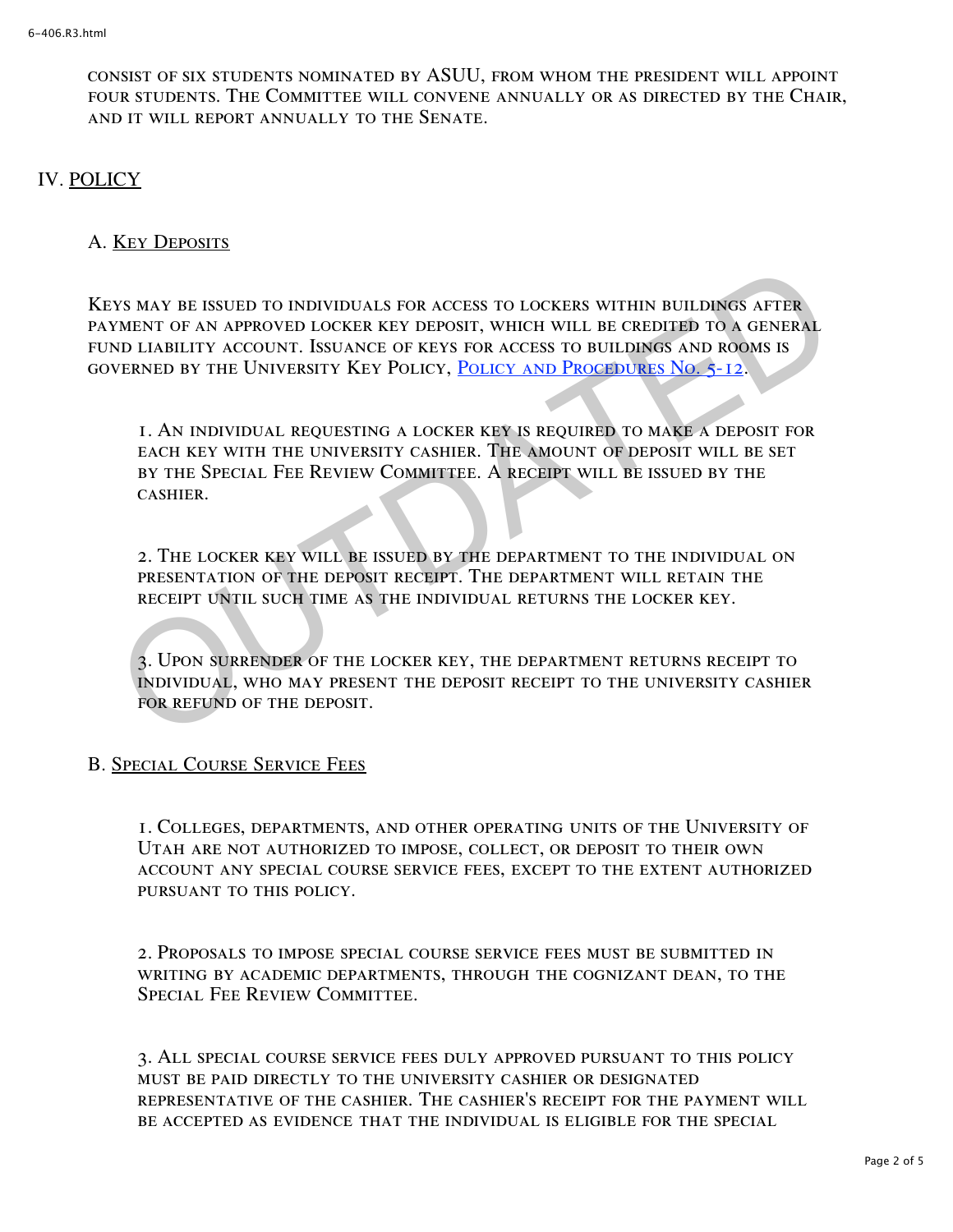consist of six students nominated by ASUU, from whom the president will appoint four students. The Committee will convene annually or as directed by the Chair, and it will report annually to the Senate.

## IV. POLICY

### A. Key Deposits

Keys may be issued to individuals for access to lockers within buildings after payment of an approved locker key deposit, which will be credited to a general fund liability account. Issuance of keys for access to buildings and rooms is governed by the University Key Policy, Policy and Procedures No. 5-12.

1. An individual requesting a locker key is required to make a deposit for each key with the university cashier. The amount of deposit will be set by the Special Fee Review Committee. A receipt will be issued by the cashier.

2. The locker key will be issued by the department to the individual on presentation of the deposit receipt. The department will retain the receipt until such time as the individual returns the locker key.

3. Upon surrender of the locker key, the department returns receipt to individual, who may present the deposit receipt to the university cashier for refund of the deposit.

### B. Special Course Service Fees

1. Colleges, departments, and other operating units of the University of Utah are not authorized to impose, collect, or deposit to their own account any special course service fees, except to the extent authorized pursuant to this policy.

2. Proposals to impose special course service fees must be submitted in writing by academic departments, through the cognizant dean, to the Special Fee Review Committee.

3. All special course service fees duly approved pursuant to this policy must be paid directly to the university cashier or designated representative of the cashier. The cashier's receipt for the payment will be accepted as evidence that the individual is eligible for the special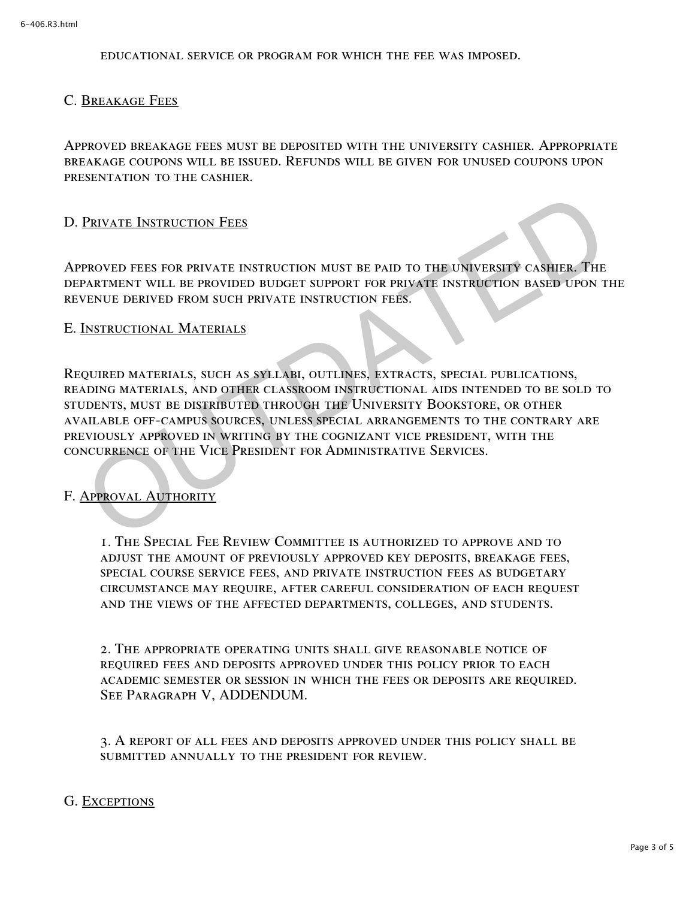educational service or program for which the fee was imposed.

## C. Breakage Fees

Approved breakage fees must be deposited with the university cashier. Appropriate breakage coupons will be issued. Refunds will be given for unused coupons upon presentation to the cashier.

## D. Private Instruction Fees

Approved fees for private instruction must be paid to the university cashier. The department will be provided budget support for private instruction based upon the revenue derived from such private instruction fees.

## E. Instructional Materials

Required materials, such as syllabi, outlines, extracts, special publications, reading materials, and other classroom instructional aids intended to be sold to students, must be distributed through the University Bookstore, or other available off-campus sources, unless special arrangements to the contrary are previously approved in writing by the cognizant vice president, with the concurrence of the Vice President for Administrative Services.

## F. Approval Authority

1. The Special Fee Review Committee is authorized to approve and to adjust the amount of previously approved key deposits, breakage fees, special course service fees, and private instruction fees as budgetary circumstance may require, after careful consideration of each request and the views of the affected departments, colleges, and students.

2. The appropriate operating units shall give reasonable notice of required fees and deposits approved under this policy prior to each academic semester or session in which the fees or deposits are required. See Paragraph V, ADDENDUM.

3. A report of all fees and deposits approved under this policy shall be submitted annually to the president for review.

## G. Exceptions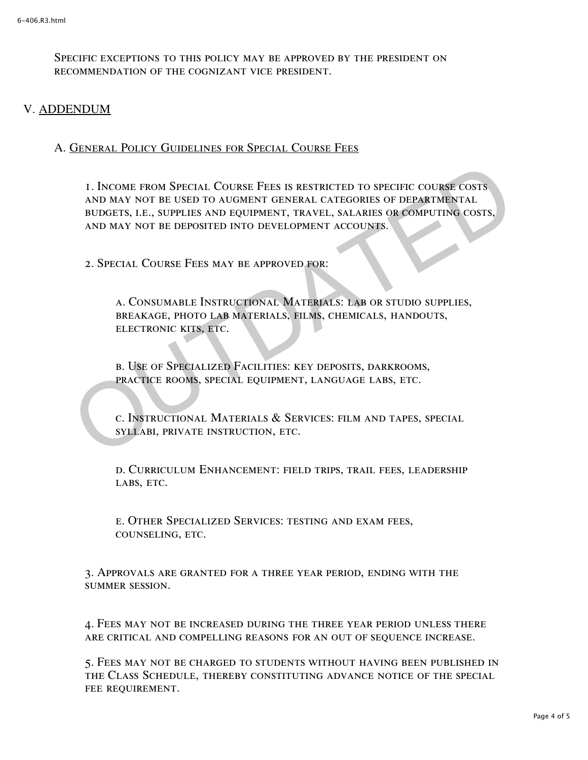Specific exceptions to this policy may be approved by the president on recommendation of the cognizant vice president.

## V. ADDENDUM

### A. General Policy Guidelines for Special Course Fees

1. Income from Special Course Fees is restricted to specific course costs and may not be used to augment general categories of departmental budgets, i.e., supplies and equipment, travel, salaries or computing costs, and may not be deposited into development accounts.

2. Special Course Fees may be approved for:

    a. Consumable Instructional Materials: lab or studio supplies, breakage, photo lab materials, films, chemicals, handouts, electronic kits, etc.

    b. Use of Specialized Facilities: key deposits, darkrooms, practice rooms, special equipment, language labs, etc.

    c. Instructional Materials & Services: film and tapes, special syllabi, private instruction, etc.

    d. Curriculum Enhancement: field trips, trail fees, leadership labs, etc.

    e. Other Specialized Services: testing and exam fees, counseling, etc.

3. Approvals are granted for a three year period, ending with the summer session.

4. Fees may not be increased during the three year period unless there are critical and compelling reasons for an out of sequence increase.

5. Fees may not be charged to students without having been published in the Class Schedule, thereby constituting advance notice of the special fee requirement.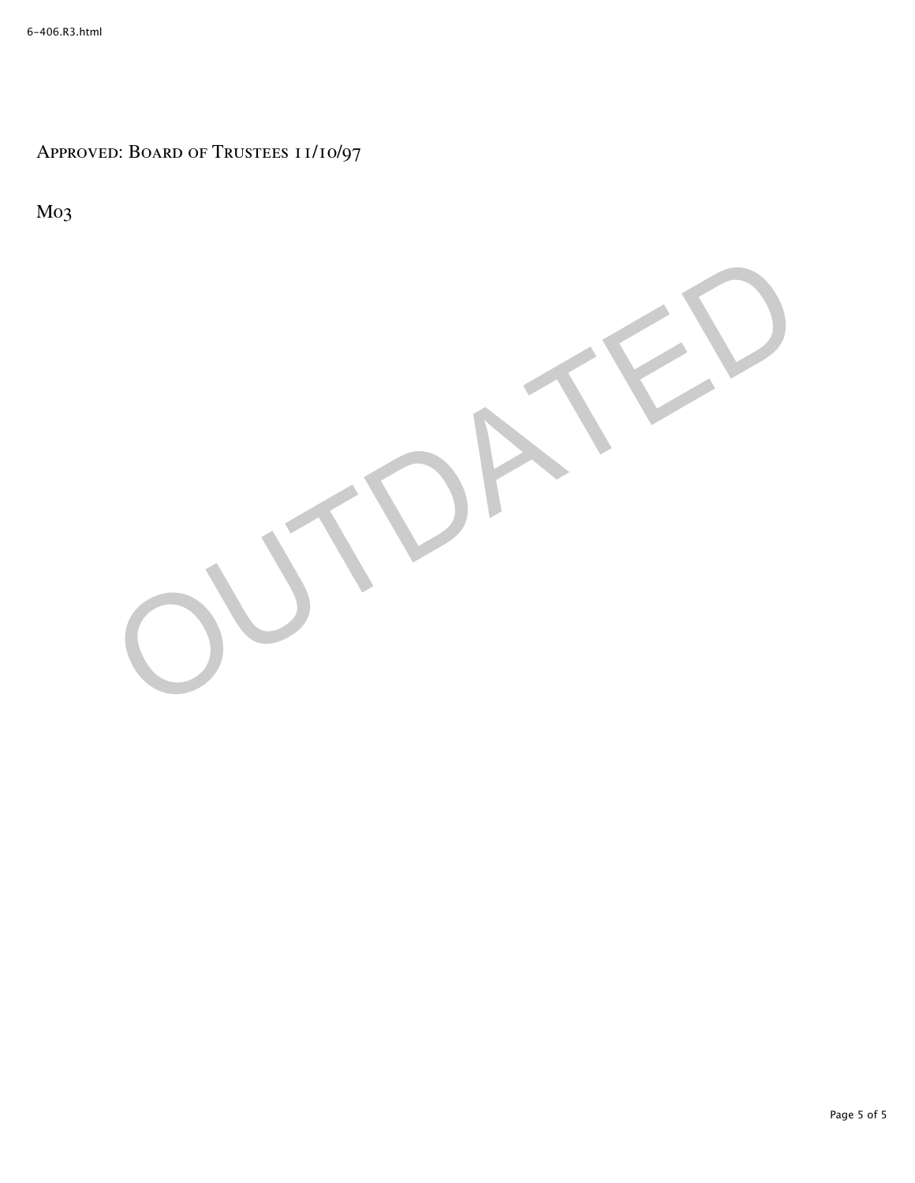Approved: Board of Trustees 11/10/97

M03